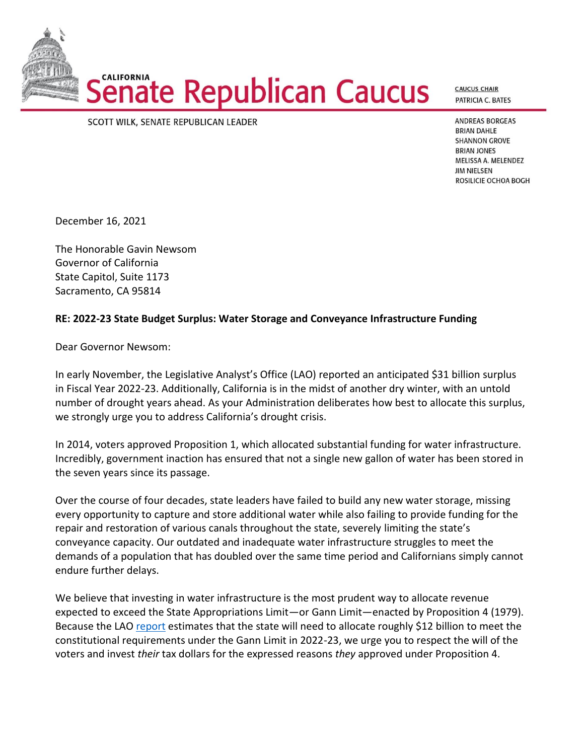# CALIFORNIA Senate Republican Caucus

SCOTT WILK, SENATE REPUBLICAN LEADER

CAUCUS CHAIR
PATRICIA C. BATES

ANDREAS BORGEAS
BRIAN DAHLE
SHANNON GROVE
BRIAN JONES
MELISSA A. MELENDEZ
JIM NIELSEN
ROSILICIE OCHOA BOGH

December 16, 2021

The Honorable Gavin Newsom
Governor of California
State Capitol, Suite 1173
Sacramento, CA 95814

**RE: 2022-23 State Budget Surplus: Water Storage and Conveyance Infrastructure Funding**

Dear Governor Newsom:

In early November, the Legislative Analyst's Office (LAO) reported an anticipated $31 billion surplus in Fiscal Year 2022-23. Additionally, California is in the midst of another dry winter, with an untold number of drought years ahead. As your Administration deliberates how best to allocate this surplus, we strongly urge you to address California's drought crisis.

In 2014, voters approved Proposition 1, which allocated substantial funding for water infrastructure. Incredibly, government inaction has ensured that not a single new gallon of water has been stored in the seven years since its passage.

Over the course of four decades, state leaders have failed to build any new water storage, missing every opportunity to capture and store additional water while also failing to provide funding for the repair and restoration of various canals throughout the state, severely limiting the state's conveyance capacity. Our outdated and inadequate water infrastructure struggles to meet the demands of a population that has doubled over the same time period and Californians simply cannot endure further delays.

We believe that investing in water infrastructure is the most prudent way to allocate revenue expected to exceed the State Appropriations Limit—or Gann Limit—enacted by Proposition 4 (1979). Because the LAO report estimates that the state will need to allocate roughly $12 billion to meet the constitutional requirements under the Gann Limit in 2022-23, we urge you to respect the will of the voters and invest *their* tax dollars for the expressed reasons *they* approved under Proposition 4.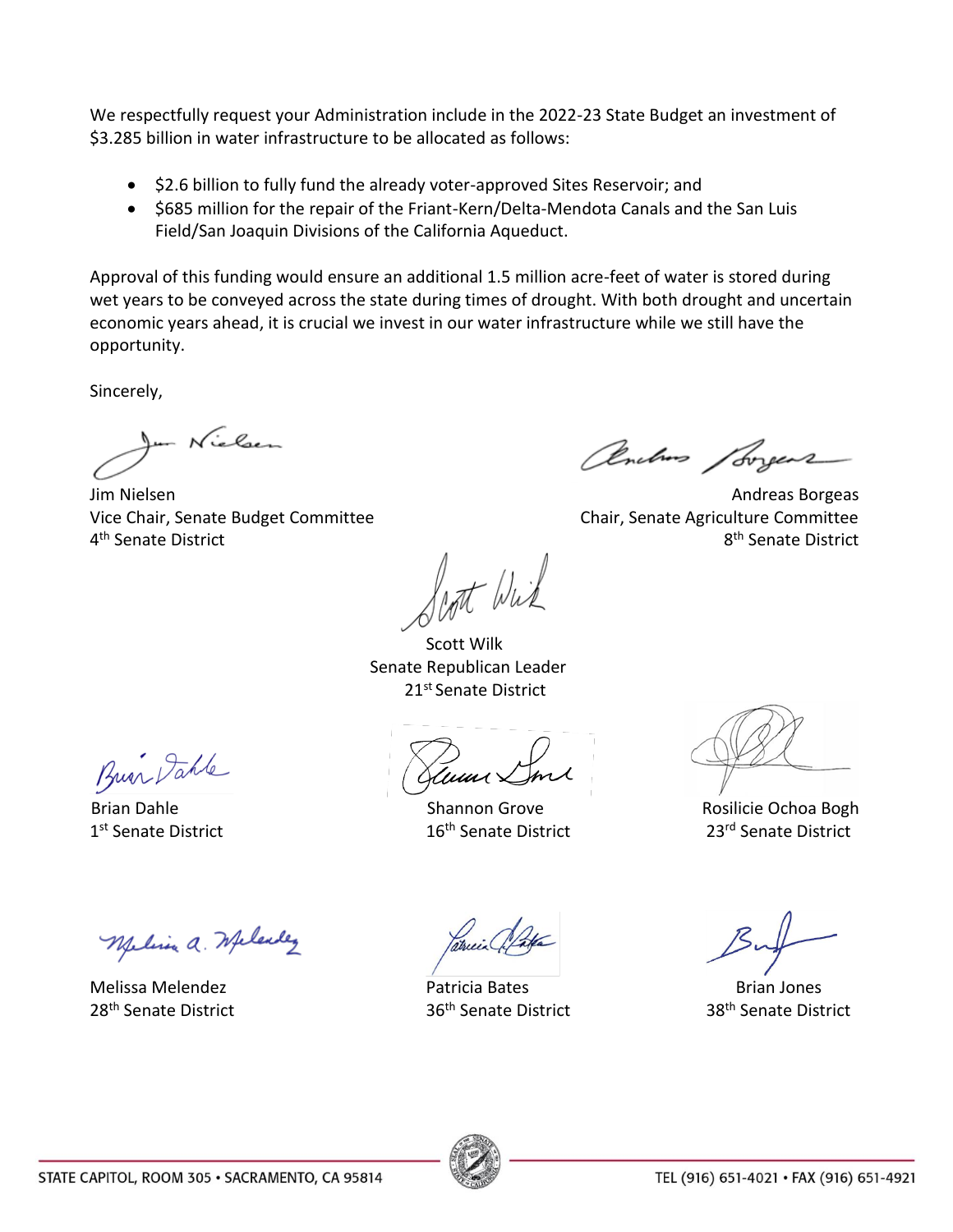We respectfully request your Administration include in the 2022-23 State Budget an investment of $3.285 billion in water infrastructure to be allocated as follows:

- $2.6 billion to fully fund the already voter-approved Sites Reservoir; and
- $685 million for the repair of the Friant-Kern/Delta-Mendota Canals and the San Luis Field/San Joaquin Divisions of the California Aqueduct.

Approval of this funding would ensure an additional 1.5 million acre-feet of water is stored during wet years to be conveyed across the state during times of drought. With both drought and uncertain economic years ahead, it is crucial we invest in our water infrastructure while we still have the opportunity.

Sincerely,

Jim Nielsen
Vice Chair, Senate Budget Committee
4th Senate District

Andreas Borgeas
Chair, Senate Agriculture Committee
8th Senate District

Scott Wilk
Senate Republican Leader
21st Senate District

Brian Dahle
1st Senate District

Shannon Grove
16th Senate District

Rosilicie Ochoa Bogh
23rd Senate District

Melissa Melendez
28th Senate District

Patricia Bates
36th Senate District

Brian Jones
38th Senate District

STATE CAPITOL, ROOM 305 • SACRAMENTO, CA 95814

TEL (916) 651-4021 • FAX (916) 651-4921